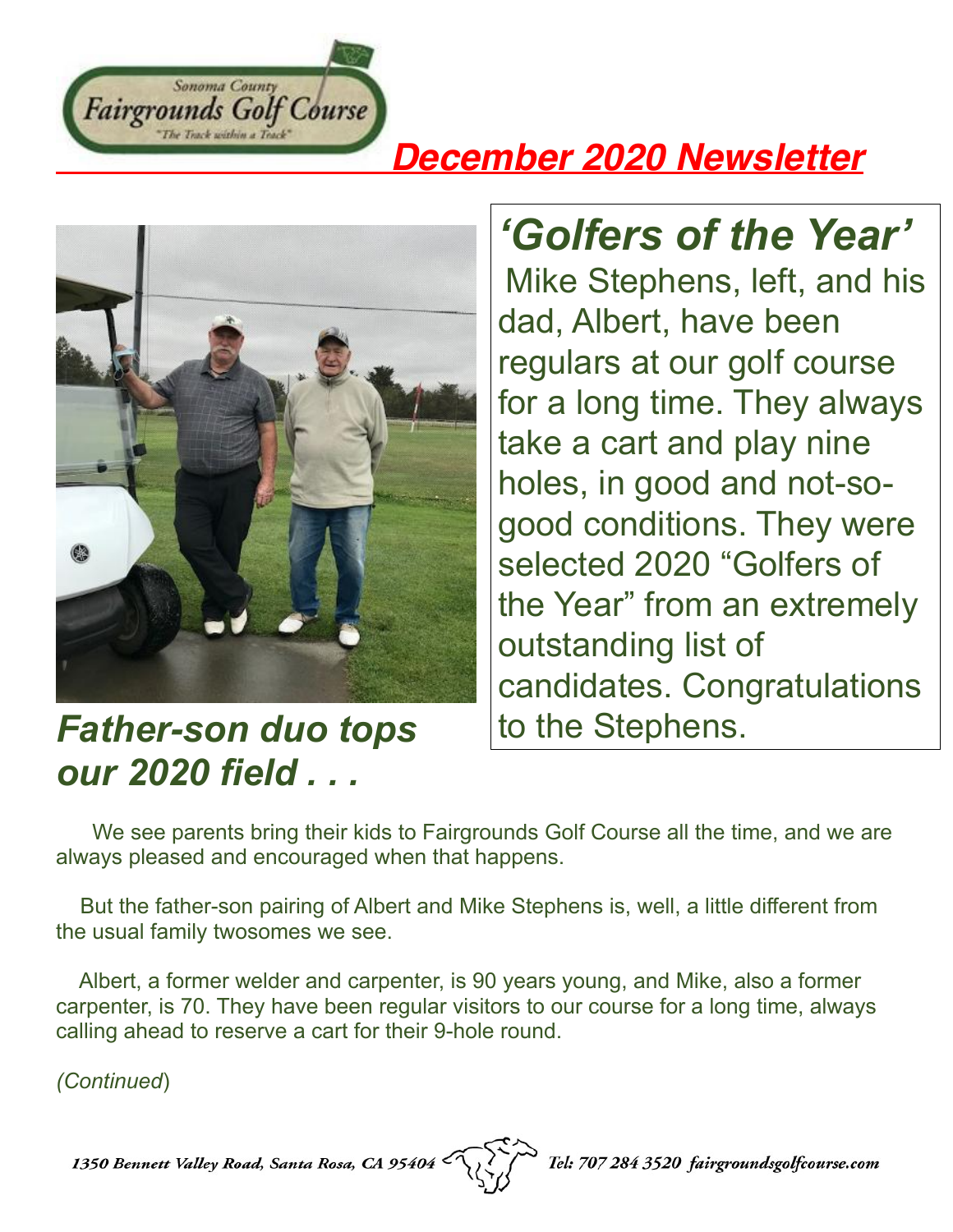Sonoma County
Fairgrounds Golf Course
"The Track within a Track"

# December 2020 Newsletter

## *'Golfers of the Year'*

Mike Stephens, left, and his dad, Albert, have been regulars at our golf course for a long time. They always take a cart and play nine holes, in good and not-so-good conditions. They were selected 2020 "Golfers of the Year" from an extremely outstanding list of candidates. Congratulations to the Stephens.

## *Father-son duo tops our 2020 field . . .*

We see parents bring their kids to Fairgrounds Golf Course all the time, and we are always pleased and encouraged when that happens.

But the father-son pairing of Albert and Mike Stephens is, well, a little different from the usual family twosomes we see.

Albert, a former welder and carpenter, is 90 years young, and Mike, also a former carpenter, is 70. They have been regular visitors to our course for a long time, always calling ahead to reserve a cart for their 9-hole round.

*(Continued*)

1350 Bennett Valley Road, Santa Rosa, CA 95404 Tel: 707 284 3520 fairgroundsgolfcourse.com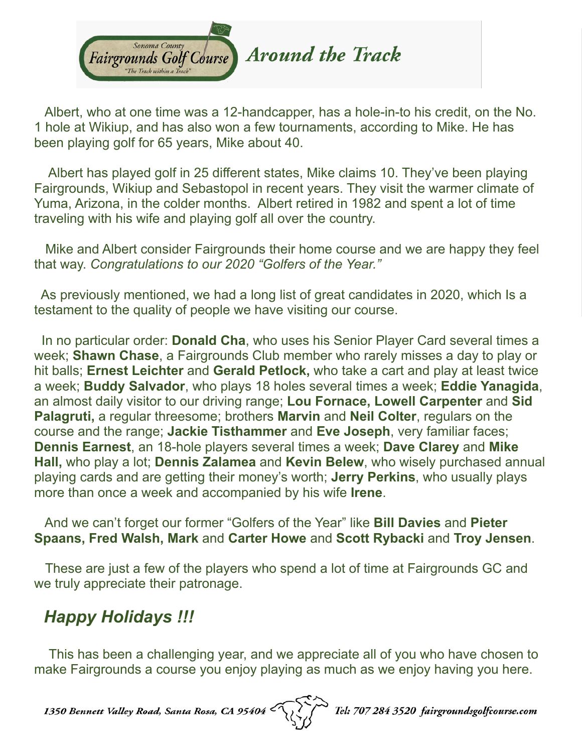Albert, who at one time was a 12-handcapper, has a hole-in-to his credit, on the No. 1 hole at Wikiup, and has also won a few tournaments, according to Mike. He has been playing golf for 65 years, Mike about 40.

Albert has played golf in 25 different states, Mike claims 10. They've been playing Fairgrounds, Wikiup and Sebastopol in recent years. They visit the warmer climate of Yuma, Arizona, in the colder months. Albert retired in 1982 and spent a lot of time traveling with his wife and playing golf all over the country.

Mike and Albert consider Fairgrounds their home course and we are happy they feel that way. *Congratulations to our 2020 "Golfers of the Year."*

As previously mentioned, we had a long list of great candidates in 2020, which Is a testament to the quality of people we have visiting our course.

In no particular order: **Donald Cha**, who uses his Senior Player Card several times a week; **Shawn Chase**, a Fairgrounds Club member who rarely misses a day to play or hit balls; **Ernest Leichter** and **Gerald Petlock,** who take a cart and play at least twice a week; **Buddy Salvador**, who plays 18 holes several times a week; **Eddie Yanagida**, an almost daily visitor to our driving range; **Lou Fornace, Lowell Carpenter** and **Sid Palagruti,** a regular threesome; brothers **Marvin** and **Neil Colter**, regulars on the course and the range; **Jackie Tisthammer** and **Eve Joseph**, very familiar faces; **Dennis Earnest**, an 18-hole players several times a week; **Dave Clarey** and **Mike Hall,** who play a lot; **Dennis Zalamea** and **Kevin Belew**, who wisely purchased annual playing cards and are getting their money's worth; **Jerry Perkins**, who usually plays more than once a week and accompanied by his wife **Irene**.

And we can't forget our former "Golfers of the Year" like **Bill Davies** and **Pieter Spaans, Fred Walsh, Mark** and **Carter Howe** and **Scott Rybacki** and **Troy Jensen**.

These are just a few of the players who spend a lot of time at Fairgrounds GC and we truly appreciate their patronage.

## *Happy Holidays !!!*

This has been a challenging year, and we appreciate all of you who have chosen to make Fairgrounds a course you enjoy playing as much as we enjoy having you here.